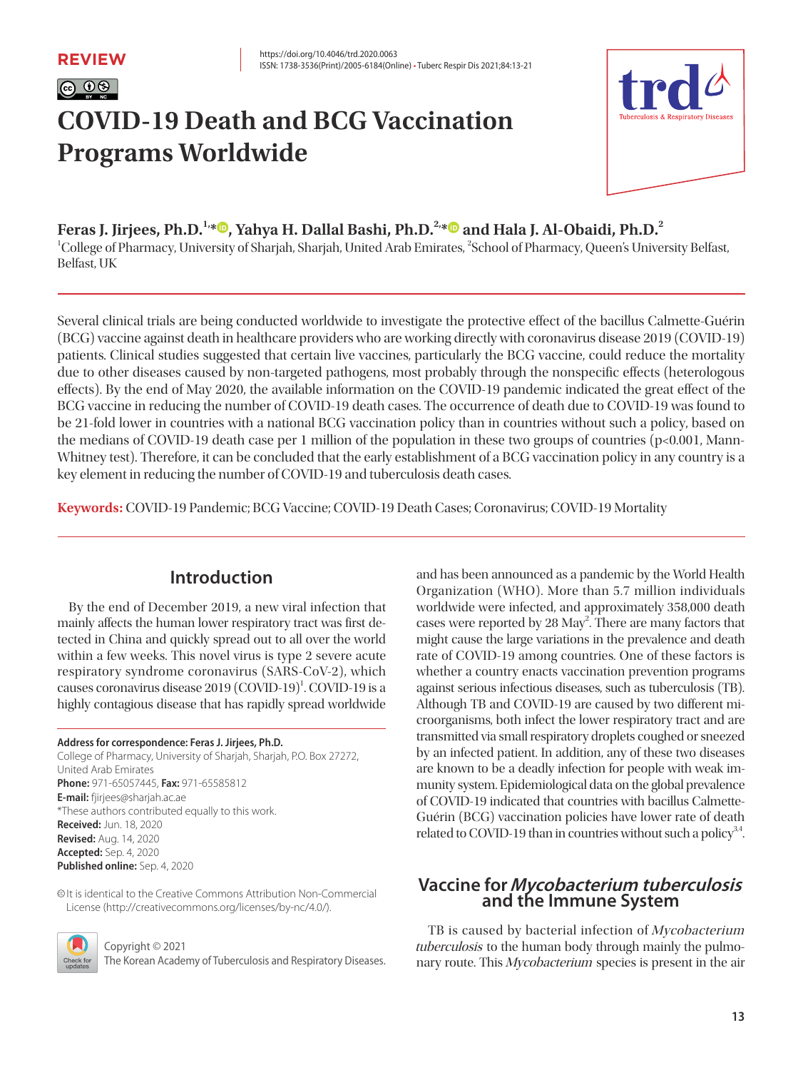REVIEW

https://doi.org/10.4046/trd.2020.0063
ISSN: 1738-3536(Print)/2005-6184(Online) • Tuberc Respir Dis 2021;84:13-21

# COVID-19 Death and BCG Vaccination Programs Worldwide

**Feras J. Jirjees, Ph.D.[1,*], Yahya H. Dallal Bashi, Ph.D.[2,*] and Hala J. Al-Obaidi, Ph.D.[2]**

[1]College of Pharmacy, University of Sharjah, Sharjah, United Arab Emirates, [2]School of Pharmacy, Queen's University Belfast, Belfast, UK

Several clinical trials are being conducted worldwide to investigate the protective effect of the bacillus Calmette-Guérin (BCG) vaccine against death in healthcare providers who are working directly with coronavirus disease 2019 (COVID-19) patients. Clinical studies suggested that certain live vaccines, particularly the BCG vaccine, could reduce the mortality due to other diseases caused by non-targeted pathogens, most probably through the nonspecific effects (heterologous effects). By the end of May 2020, the available information on the COVID-19 pandemic indicated the great effect of the BCG vaccine in reducing the number of COVID-19 death cases. The occurrence of death due to COVID-19 was found to be 21-fold lower in countries with a national BCG vaccination policy than in countries without such a policy, based on the medians of COVID-19 death case per 1 million of the population in these two groups of countries (p<0.001, Mann-Whitney test). Therefore, it can be concluded that the early establishment of a BCG vaccination policy in any country is a key element in reducing the number of COVID-19 and tuberculosis death cases.

**Keywords:** COVID-19 Pandemic; BCG Vaccine; COVID-19 Death Cases; Coronavirus; COVID-19 Mortality

## Introduction

By the end of December 2019, a new viral infection that mainly affects the human lower respiratory tract was first detected in China and quickly spread out to all over the world within a few weeks. This novel virus is type 2 severe acute respiratory syndrome coronavirus (SARS-CoV-2), which causes coronavirus disease 2019 (COVID-19)[1]. COVID-19 is a highly contagious disease that has rapidly spread worldwide and has been announced as a pandemic by the World Health Organization (WHO). More than 5.7 million individuals worldwide were infected, and approximately 358,000 death cases were reported by 28 May[2]. There are many factors that might cause the large variations in the prevalence and death rate of COVID-19 among countries. One of these factors is whether a country enacts vaccination prevention programs against serious infectious diseases, such as tuberculosis (TB). Although TB and COVID-19 are caused by two different microorganisms, both infect the lower respiratory tract and are transmitted via small respiratory droplets coughed or sneezed by an infected patient. In addition, any of these two diseases are known to be a deadly infection for people with weak immunity system. Epidemiological data on the global prevalence of COVID-19 indicated that countries with bacillus Calmette-Guérin (BCG) vaccination policies have lower rate of death related to COVID-19 than in countries without such a policy[3,4].

**Address for correspondence: Feras J. Jirjees, Ph.D.**
College of Pharmacy, University of Sharjah, Sharjah, P.O. Box 27272, United Arab Emirates
**Phone:** 971-65057445, **Fax:** 971-65585812
**E-mail:** fjirjees@sharjah.ac.ae
*These authors contributed equally to this work.
**Received:** Jun. 18, 2020
**Revised:** Aug. 14, 2020
**Accepted:** Sep. 4, 2020
**Published online:** Sep. 4, 2020

It is identical to the Creative Commons Attribution Non-Commercial License (http://creativecommons.org/licenses/by-nc/4.0/).

Copyright © 2021
The Korean Academy of Tuberculosis and Respiratory Diseases.

## Vaccine for *Mycobacterium tuberculosis* and the Immune System

TB is caused by bacterial infection of *Mycobacterium tuberculosis* to the human body through mainly the pulmonary route. This *Mycobacterium* species is present in the air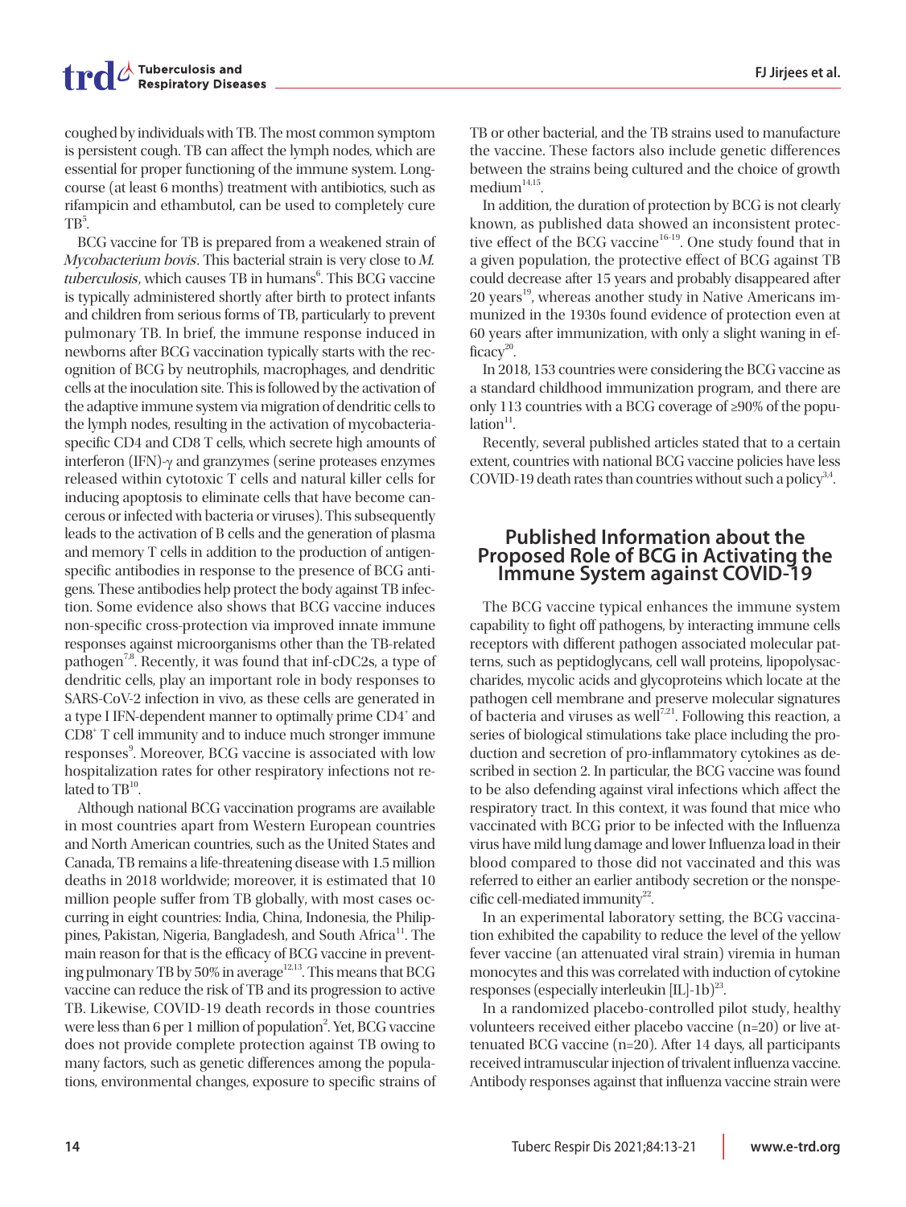coughed by individuals with TB. The most common symptom is persistent cough. TB can affect the lymph nodes, which are essential for proper functioning of the immune system. Long-course (at least 6 months) treatment with antibiotics, such as rifampicin and ethambutol, can be used to completely cure TB[5].

BCG vaccine for TB is prepared from a weakened strain of *Mycobacterium bovis*. This bacterial strain is very close to *M. tuberculosis*, which causes TB in humans[6]. This BCG vaccine is typically administered shortly after birth to protect infants and children from serious forms of TB, particularly to prevent pulmonary TB. In brief, the immune response induced in newborns after BCG vaccination typically starts with the recognition of BCG by neutrophils, macrophages, and dendritic cells at the inoculation site. This is followed by the activation of the adaptive immune system via migration of dendritic cells to the lymph nodes, resulting in the activation of mycobacteria-specific CD4 and CD8 T cells, which secrete high amounts of interferon (IFN)-γ and granzymes (serine proteases enzymes released within cytotoxic T cells and natural killer cells for inducing apoptosis to eliminate cells that have become cancerous or infected with bacteria or viruses). This subsequently leads to the activation of B cells and the generation of plasma and memory T cells in addition to the production of antigen-specific antibodies in response to the presence of BCG antigens. These antibodies help protect the body against TB infection. Some evidence also shows that BCG vaccine induces non-specific cross-protection via improved innate immune responses against microorganisms other than the TB-related pathogen[7,8]. Recently, it was found that inf-cDC2s, a type of dendritic cells, play an important role in body responses to SARS-CoV-2 infection in vivo, as these cells are generated in a type I IFN-dependent manner to optimally prime $CD4^{+}$ and $CD8^{+}$ T cell immunity and to induce much stronger immune responses[9]. Moreover, BCG vaccine is associated with low hospitalization rates for other respiratory infections not related to TB[10].

Although national BCG vaccination programs are available in most countries apart from Western European countries and North American countries, such as the United States and Canada, TB remains a life-threatening disease with 1.5 million deaths in 2018 worldwide; moreover, it is estimated that 10 million people suffer from TB globally, with most cases occurring in eight countries: India, China, Indonesia, the Philippines, Pakistan, Nigeria, Bangladesh, and South Africa[11]. The main reason for that is the efficacy of BCG vaccine in preventing pulmonary TB by 50% in average[12,13]. This means that BCG vaccine can reduce the risk of TB and its progression to active TB. Likewise, COVID-19 death records in those countries were less than 6 per 1 million of population[2]. Yet, BCG vaccine does not provide complete protection against TB owing to many factors, such as genetic differences among the populations, environmental changes, exposure to specific strains of TB or other bacterial, and the TB strains used to manufacture the vaccine. These factors also include genetic differences between the strains being cultured and the choice of growth medium[14,15].

In addition, the duration of protection by BCG is not clearly known, as published data showed an inconsistent protective effect of the BCG vaccine[16-19]. One study found that in a given population, the protective effect of BCG against TB could decrease after 15 years and probably disappeared after 20 years[19], whereas another study in Native Americans immunized in the 1930s found evidence of protection even at 60 years after immunization, with only a slight waning in efficacy[20].

In 2018, 153 countries were considering the BCG vaccine as a standard childhood immunization program, and there are only 113 countries with a BCG coverage of ≥90% of the population[11].

Recently, several published articles stated that to a certain extent, countries with national BCG vaccine policies have less COVID-19 death rates than countries without such a policy[3,4].

## Published Information about the Proposed Role of BCG in Activating the Immune System against COVID-19

The BCG vaccine typical enhances the immune system capability to fight off pathogens, by interacting immune cells receptors with different pathogen associated molecular patterns, such as peptidoglycans, cell wall proteins, lipopolysaccharides, mycolic acids and glycoproteins which locate at the pathogen cell membrane and preserve molecular signatures of bacteria and viruses as well[7,21]. Following this reaction, a series of biological stimulations take place including the production and secretion of pro-inflammatory cytokines as described in section 2. In particular, the BCG vaccine was found to be also defending against viral infections which affect the respiratory tract. In this context, it was found that mice who vaccinated with BCG prior to be infected with the Influenza virus have mild lung damage and lower Influenza load in their blood compared to those did not vaccinated and this was referred to either an earlier antibody secretion or the nonspecific cell-mediated immunity[22].

In an experimental laboratory setting, the BCG vaccination exhibited the capability to reduce the level of the yellow fever vaccine (an attenuated viral strain) viremia in human monocytes and this was correlated with induction of cytokine responses (especially interleukin [IL]-1b)[23].

In a randomized placebo-controlled pilot study, healthy volunteers received either placebo vaccine (n=20) or live attenuated BCG vaccine (n=20). After 14 days, all participants received intramuscular injection of trivalent influenza vaccine. Antibody responses against that influenza vaccine strain were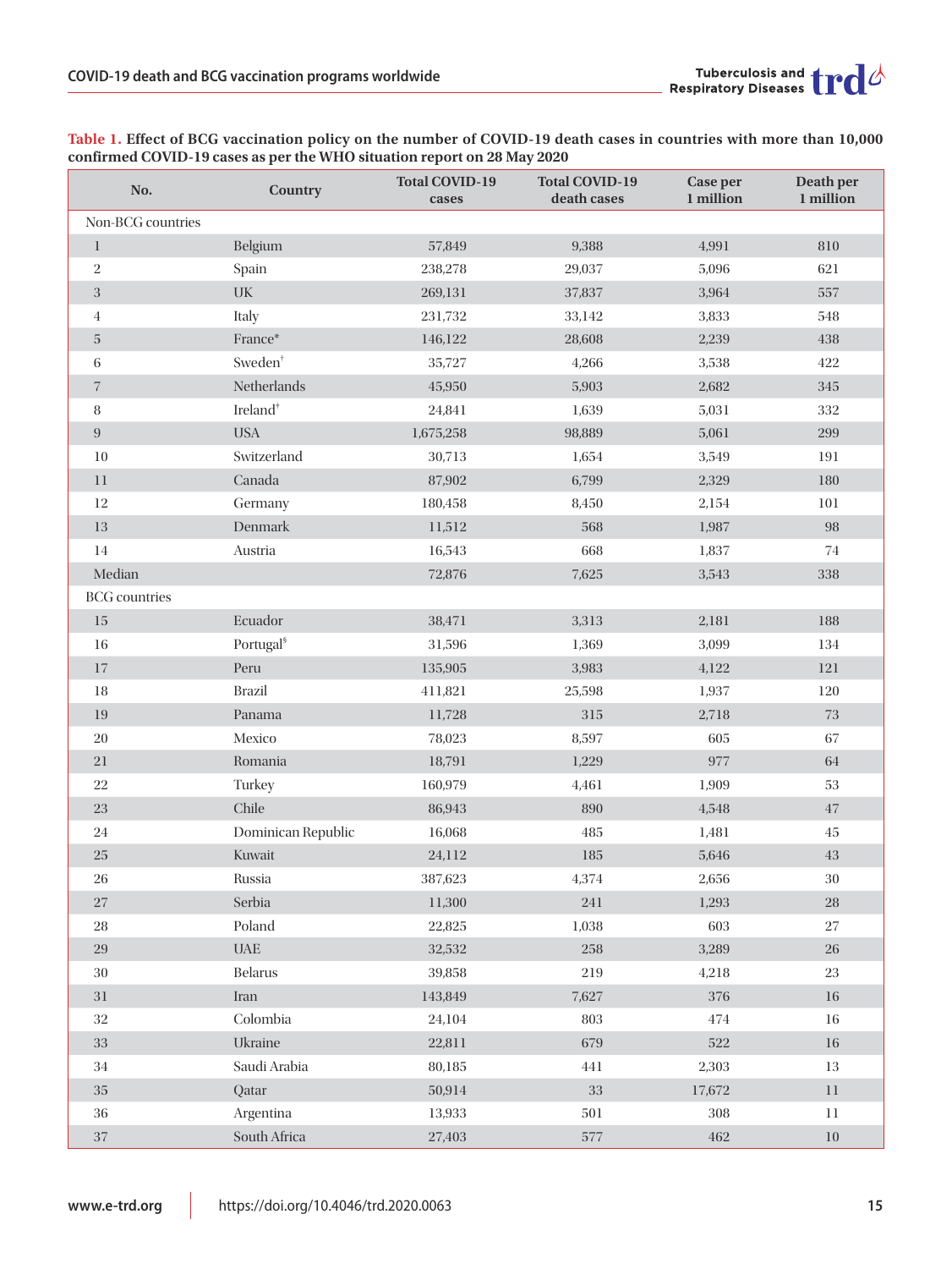**Table 1. Effect of BCG vaccination policy on the number of COVID-19 death cases in countries with more than 10,000 confirmed COVID-19 cases as per the WHO situation report on 28 May 2020**

| No. | Country | Total COVID-19 cases | Total COVID-19 death cases | Case per 1 million | Death per 1 million |
|---|---|---|---|---|---|
| Non-BCG countries | | | | | |
| 1 | Belgium | 57,849 | 9,388 | 4,991 | 810 |
| 2 | Spain | 238,278 | 29,037 | 5,096 | 621 |
| 3 | UK | 269,131 | 37,837 | 3,964 | 557 |
| 4 | Italy | 231,732 | 33,142 | 3,833 | 548 |
| 5 | France* | 146,122 | 28,608 | 2,239 | 438 |
| 6 | Sweden[†] | 35,727 | 4,266 | 3,538 | 422 |
| 7 | Netherlands | 45,950 | 5,903 | 2,682 | 345 |
| 8 | Ireland[†] | 24,841 | 1,639 | 5,031 | 332 |
| 9 | USA | 1,675,258 | 98,889 | 5,061 | 299 |
| 10 | Switzerland | 30,713 | 1,654 | 3,549 | 191 |
| 11 | Canada | 87,902 | 6,799 | 2,329 | 180 |
| 12 | Germany | 180,458 | 8,450 | 2,154 | 101 |
| 13 | Denmark | 11,512 | 568 | 1,987 | 98 |
| 14 | Austria | 16,543 | 668 | 1,837 | 74 |
| Median | | 72,876 | 7,625 | 3,543 | 338 |
| BCG countries | | | | | |
| 15 | Ecuador | 38,471 | 3,313 | 2,181 | 188 |
| 16 | Portugal[§] | 31,596 | 1,369 | 3,099 | 134 |
| 17 | Peru | 135,905 | 3,983 | 4,122 | 121 |
| 18 | Brazil | 411,821 | 25,598 | 1,937 | 120 |
| 19 | Panama | 11,728 | 315 | 2,718 | 73 |
| 20 | Mexico | 78,023 | 8,597 | 605 | 67 |
| 21 | Romania | 18,791 | 1,229 | 977 | 64 |
| 22 | Turkey | 160,979 | 4,461 | 1,909 | 53 |
| 23 | Chile | 86,943 | 890 | 4,548 | 47 |
| 24 | Dominican Republic | 16,068 | 485 | 1,481 | 45 |
| 25 | Kuwait | 24,112 | 185 | 5,646 | 43 |
| 26 | Russia | 387,623 | 4,374 | 2,656 | 30 |
| 27 | Serbia | 11,300 | 241 | 1,293 | 28 |
| 28 | Poland | 22,825 | 1,038 | 603 | 27 |
| 29 | UAE | 32,532 | 258 | 3,289 | 26 |
| 30 | Belarus | 39,858 | 219 | 4,218 | 23 |
| 31 | Iran | 143,849 | 7,627 | 376 | 16 |
| 32 | Colombia | 24,104 | 803 | 474 | 16 |
| 33 | Ukraine | 22,811 | 679 | 522 | 16 |
| 34 | Saudi Arabia | 80,185 | 441 | 2,303 | 13 |
| 35 | Qatar | 50,914 | 33 | 17,672 | 11 |
| 36 | Argentina | 13,933 | 501 | 308 | 11 |
| 37 | South Africa | 27,403 | 577 | 462 | 10 |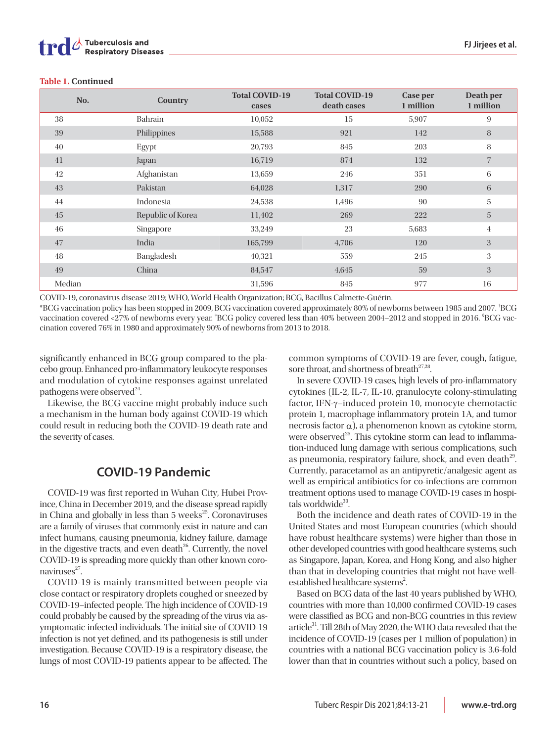**Table 1.** Continued

| No. | Country | Total COVID-19 cases | Total COVID-19 death cases | Case per 1 million | Death per 1 million |
|---|---|---|---|---|---|
| 38 | Bahrain | 10,052 | 15 | 5,907 | 9 |
| 39 | Philippines | 15,588 | 921 | 142 | 8 |
| 40 | Egypt | 20,793 | 845 | 203 | 8 |
| 41 | Japan | 16,719 | 874 | 132 | 7 |
| 42 | Afghanistan | 13,659 | 246 | 351 | 6 |
| 43 | Pakistan | 64,028 | 1,317 | 290 | 6 |
| 44 | Indonesia | 24,538 | 1,496 | 90 | 5 |
| 45 | Republic of Korea | 11,402 | 269 | 222 | 5 |
| 46 | Singapore | 33,249 | 23 | 5,683 | 4 |
| 47 | India | 165,799 | 4,706 | 120 | 3 |
| 48 | Bangladesh | 40,321 | 559 | 245 | 3 |
| 49 | China | 84,547 | 4,645 | 59 | 3 |
| Median | | 31,596 | 845 | 977 | 16 |

COVID-19, coronavirus disease 2019; WHO, World Health Organization; BCG, Bacillus Calmette-Guérin.

*BCG vaccination policy has been stopped in 2009, BCG vaccination covered approximately 80% of newborns between 1985 and 2007. †BCG vaccination covered <27% of newborns every year. ‡BCG policy covered less than 40% between 2004–2012 and stopped in 2016. §BCG vaccination covered 76% in 1980 and approximately 90% of newborns from 2013 to 2018.

significantly enhanced in BCG group compared to the placebo group. Enhanced pro-inflammatory leukocyte responses and modulation of cytokine responses against unrelated pathogens were observed[24].

Likewise, the BCG vaccine might probably induce such a mechanism in the human body against COVID-19 which could result in reducing both the COVID-19 death rate and the severity of cases.

## COVID-19 Pandemic

COVID-19 was first reported in Wuhan City, Hubei Province, China in December 2019, and the disease spread rapidly in China and globally in less than 5 weeks[25]. Coronaviruses are a family of viruses that commonly exist in nature and can infect humans, causing pneumonia, kidney failure, damage in the digestive tracts, and even death[26]. Currently, the novel COVID-19 is spreading more quickly than other known coronaviruses[27].

COVID-19 is mainly transmitted between people via close contact or respiratory droplets coughed or sneezed by COVID-19–infected people. The high incidence of COVID-19 could probably be caused by the spreading of the virus via asymptomatic infected individuals. The initial site of COVID-19 infection is not yet defined, and its pathogenesis is still under investigation. Because COVID-19 is a respiratory disease, the lungs of most COVID-19 patients appear to be affected. The common symptoms of COVID-19 are fever, cough, fatigue, sore throat, and shortness of breath[27,28].

In severe COVID-19 cases, high levels of pro-inflammatory cytokines (IL-2, IL-7, IL-10, granulocyte colony-stimulating factor, IFN-γ–induced protein 10, monocyte chemotactic protein 1, macrophage inflammatory protein 1A, and tumor necrosis factor α), a phenomenon known as cytokine storm, were observed[25]. This cytokine storm can lead to inflammation-induced lung damage with serious complications, such as pneumonia, respiratory failure, shock, and even death[29]. Currently, paracetamol as an antipyretic/analgesic agent as well as empirical antibiotics for co-infections are common treatment options used to manage COVID-19 cases in hospitals worldwide[30].

Both the incidence and death rates of COVID-19 in the United States and most European countries (which should have robust healthcare systems) were higher than those in other developed countries with good healthcare systems, such as Singapore, Japan, Korea, and Hong Kong, and also higher than that in developing countries that might not have well-established healthcare systems[2].

Based on BCG data of the last 40 years published by WHO, countries with more than 10,000 confirmed COVID-19 cases were classified as BCG and non-BCG countries in this review article[31]. Till 28th of May 2020, the WHO data revealed that the incidence of COVID-19 (cases per 1 million of population) in countries with a national BCG vaccination policy is 3.6-fold lower than that in countries without such a policy, based on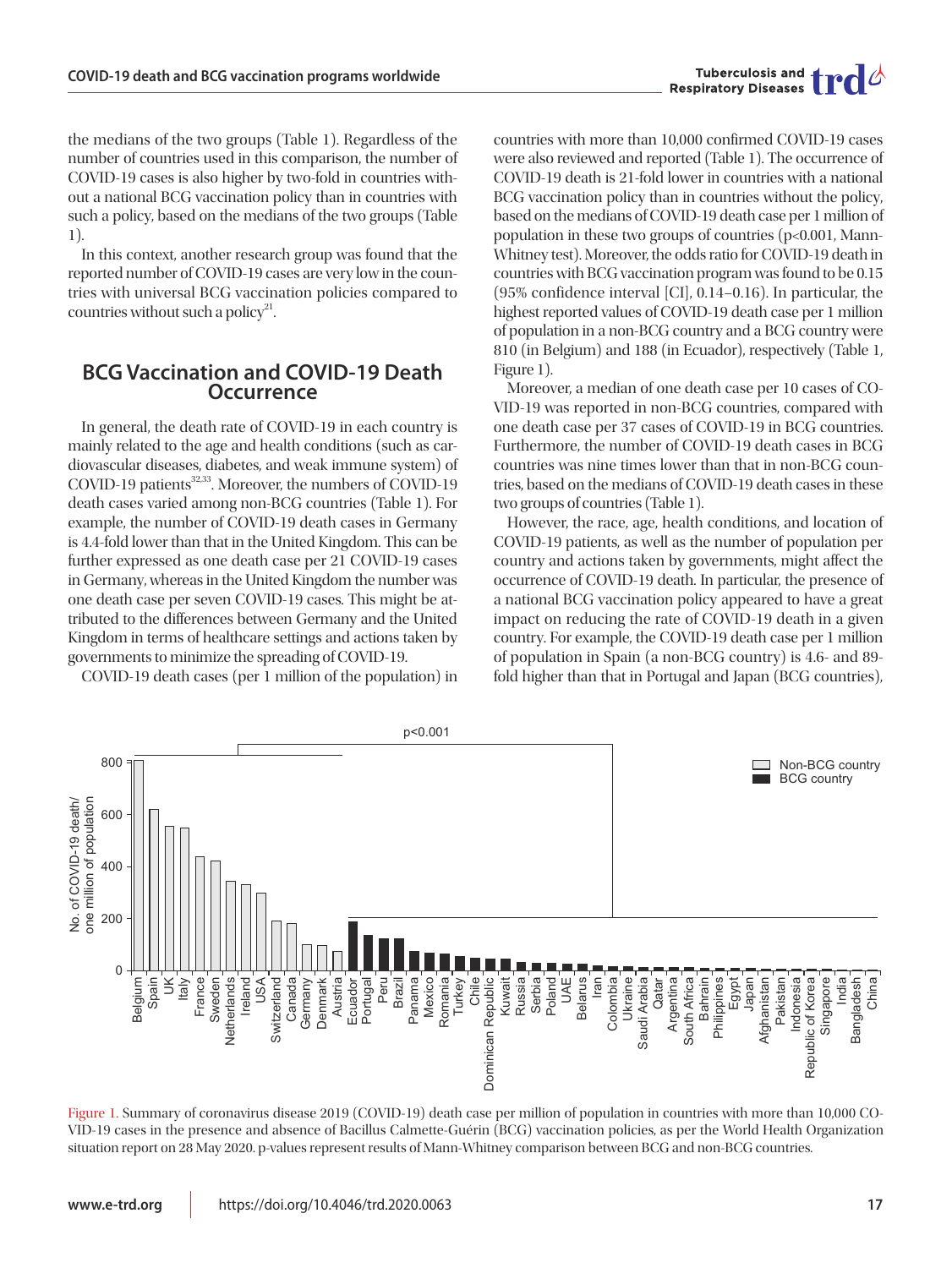the medians of the two groups (Table 1). Regardless of the number of countries used in this comparison, the number of COVID-19 cases is also higher by two-fold in countries without a national BCG vaccination policy than in countries with such a policy, based on the medians of the two groups (Table 1).

In this context, another research group was found that the reported number of COVID-19 cases are very low in the countries with universal BCG vaccination policies compared to countries without such a policy[21].

## BCG Vaccination and COVID-19 Death Occurrence

In general, the death rate of COVID-19 in each country is mainly related to the age and health conditions (such as cardiovascular diseases, diabetes, and weak immune system) of COVID-19 patients[32,33]. Moreover, the numbers of COVID-19 death cases varied among non-BCG countries (Table 1). For example, the number of COVID-19 death cases in Germany is 4.4-fold lower than that in the United Kingdom. This can be further expressed as one death case per 21 COVID-19 cases in Germany, whereas in the United Kingdom the number was one death case per seven COVID-19 cases. This might be attributed to the differences between Germany and the United Kingdom in terms of healthcare settings and actions taken by governments to minimize the spreading of COVID-19.

COVID-19 death cases (per 1 million of the population) in countries with more than 10,000 confirmed COVID-19 cases were also reviewed and reported (Table 1). The occurrence of COVID-19 death is 21-fold lower in countries with a national BCG vaccination policy than in countries without the policy, based on the medians of COVID-19 death case per 1 million of population in these two groups of countries (p<0.001, Mann-Whitney test). Moreover, the odds ratio for COVID-19 death in countries with BCG vaccination program was found to be 0.15 (95% confidence interval [CI], 0.14–0.16). In particular, the highest reported values of COVID-19 death case per 1 million of population in a non-BCG country and a BCG country were 810 (in Belgium) and 188 (in Ecuador), respectively (Table 1, Figure 1).

Moreover, a median of one death case per 10 cases of COVID-19 was reported in non-BCG countries, compared with one death case per 37 cases of COVID-19 in BCG countries. Furthermore, the number of COVID-19 death cases in BCG countries was nine times lower than that in non-BCG countries, based on the medians of COVID-19 death cases in these two groups of countries (Table 1).

However, the race, age, health conditions, and location of COVID-19 patients, as well as the number of population per country and actions taken by governments, might affect the occurrence of COVID-19 death. In particular, the presence of a national BCG vaccination policy appeared to have a great impact on reducing the rate of COVID-19 death in a given country. For example, the COVID-19 death case per 1 million of population in Spain (a non-BCG country) is 4.6- and 89-fold higher than that in Portugal and Japan (BCG countries),

Figure 1. Summary of coronavirus disease 2019 (COVID-19) death case per million of population in countries with more than 10,000 COVID-19 cases in the presence and absence of Bacillus Calmette-Guérin (BCG) vaccination policies, as per the World Health Organization situation report on 28 May 2020. p-values represent results of Mann-Whitney comparison between BCG and non-BCG countries.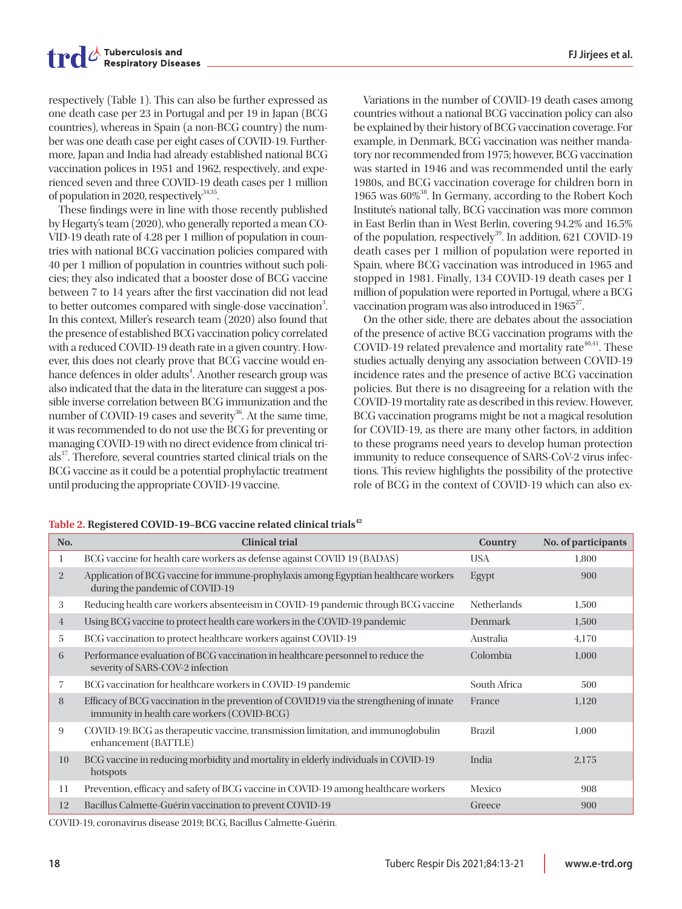respectively (Table 1). This can also be further expressed as one death case per 23 in Portugal and per 19 in Japan (BCG countries), whereas in Spain (a non-BCG country) the number was one death case per eight cases of COVID-19. Furthermore, Japan and India had already established national BCG vaccination polices in 1951 and 1962, respectively, and experienced seven and three COVID-19 death cases per 1 million of population in 2020, respectively[34,35].

These findings were in line with those recently published by Hegarty's team (2020), who generally reported a mean COVID-19 death rate of 4.28 per 1 million of population in countries with national BCG vaccination policies compared with 40 per 1 million of population in countries without such policies; they also indicated that a booster dose of BCG vaccine between 7 to 14 years after the first vaccination did not lead to better outcomes compared with single-dose vaccination[3]. In this context, Miller's research team (2020) also found that the presence of established BCG vaccination policy correlated with a reduced COVID-19 death rate in a given country. However, this does not clearly prove that BCG vaccine would enhance defences in older adults[4]. Another research group was also indicated that the data in the literature can suggest a possible inverse correlation between BCG immunization and the number of COVID-19 cases and severity[36]. At the same time, it was recommended to do not use the BCG for preventing or managing COVID-19 with no direct evidence from clinical trials[37]. Therefore, several countries started clinical trials on the BCG vaccine as it could be a potential prophylactic treatment until producing the appropriate COVID-19 vaccine.

Variations in the number of COVID-19 death cases among countries without a national BCG vaccination policy can also be explained by their history of BCG vaccination coverage. For example, in Denmark, BCG vaccination was neither mandatory nor recommended from 1975; however, BCG vaccination was started in 1946 and was recommended until the early 1980s, and BCG vaccination coverage for children born in 1965 was 60%[38]. In Germany, according to the Robert Koch Institute's national tally, BCG vaccination was more common in East Berlin than in West Berlin, covering 94.2% and 16.5% of the population, respectively[39]. In addition, 621 COVID-19 death cases per 1 million of population were reported in Spain, where BCG vaccination was introduced in 1965 and stopped in 1981. Finally, 134 COVID-19 death cases per 1 million of population were reported in Portugal, where a BCG vaccination program was also introduced in 1965[27].

On the other side, there are debates about the association of the presence of active BCG vaccination programs with the COVID-19 related prevalence and mortality rate[40,41]. These studies actually denying any association between COVID-19 incidence rates and the presence of active BCG vaccination policies. But there is no disagreeing for a relation with the COVID-19 mortality rate as described in this review. However, BCG vaccination programs might be not a magical resolution for COVID-19, as there are many other factors, in addition to these programs need years to develop human protection immunity to reduce consequence of SARS-CoV-2 virus infections. This review highlights the possibility of the protective role of BCG in the context of COVID-19 which can also ex-

**Table 2. Registered COVID-19–BCG vaccine related clinical trials[42]**

| No. | Clinical trial | Country | No. of participants |
|---|---|---|---|
| 1 | BCG vaccine for health care workers as defense against COVID 19 (BADAS) | USA | 1,800 |
| 2 | Application of BCG vaccine for immune-prophylaxis among Egyptian healthcare workers during the pandemic of COVID-19 | Egypt | 900 |
| 3 | Reducing health care workers absenteeism in COVID-19 pandemic through BCG vaccine | Netherlands | 1,500 |
| 4 | Using BCG vaccine to protect health care workers in the COVID-19 pandemic | Denmark | 1,500 |
| 5 | BCG vaccination to protect healthcare workers against COVID-19 | Australia | 4,170 |
| 6 | Performance evaluation of BCG vaccination in healthcare personnel to reduce the severity of SARS-COV-2 infection | Colombia | 1,000 |
| 7 | BCG vaccination for healthcare workers in COVID-19 pandemic | South Africa | 500 |
| 8 | Efficacy of BCG vaccination in the prevention of COVID19 via the strengthening of innate immunity in health care workers (COVID-BCG) | France | 1,120 |
| 9 | COVID-19: BCG as therapeutic vaccine, transmission limitation, and immunoglobulin enhancement (BATTLE) | Brazil | 1,000 |
| 10 | BCG vaccine in reducing morbidity and mortality in elderly individuals in COVID-19 hotspots | India | 2,175 |
| 11 | Prevention, efficacy and safety of BCG vaccine in COVID-19 among healthcare workers | Mexico | 908 |
| 12 | Bacillus Calmette-Guérin vaccination to prevent COVID-19 | Greece | 900 |

COVID-19, coronavirus disease 2019; BCG, Bacillus Calmette-Guérin.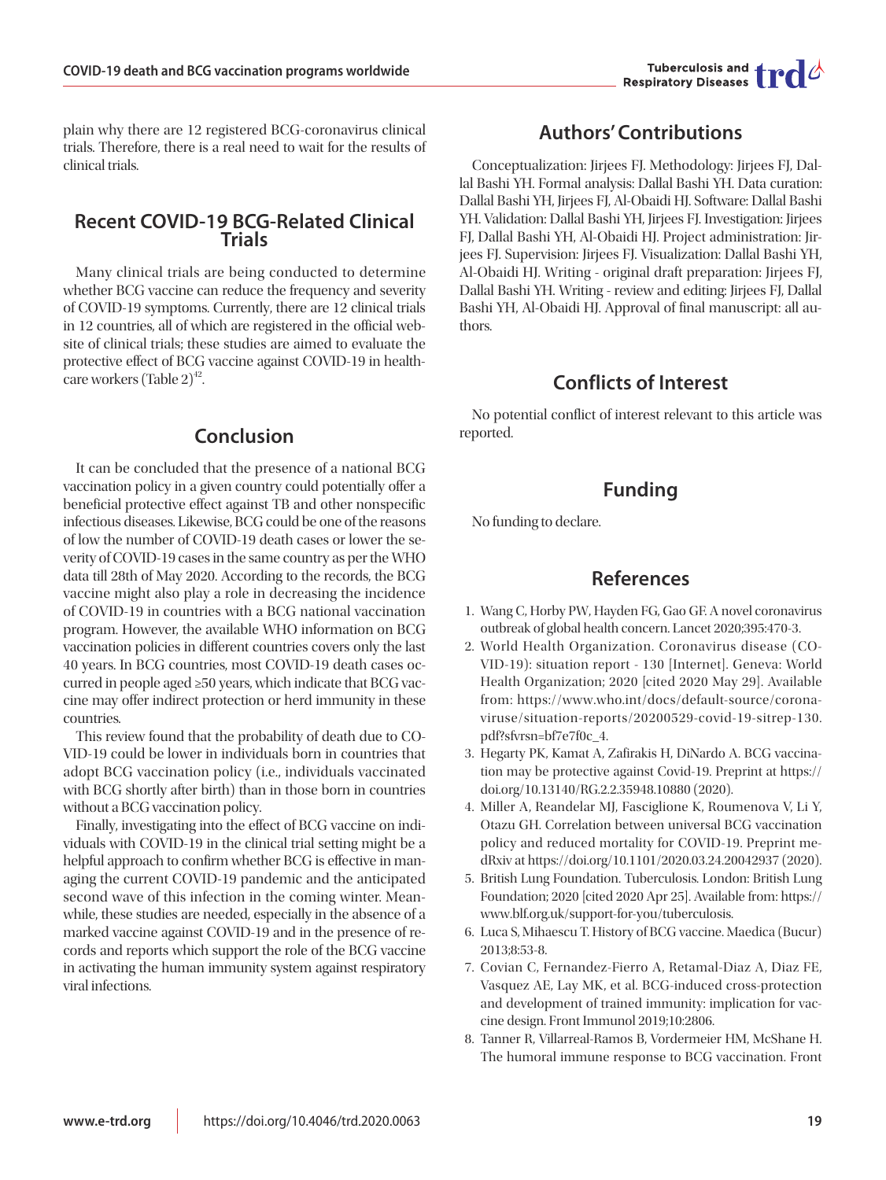plain why there are 12 registered BCG-coronavirus clinical trials. Therefore, there is a real need to wait for the results of clinical trials.

## Recent COVID-19 BCG-Related Clinical Trials

Many clinical trials are being conducted to determine whether BCG vaccine can reduce the frequency and severity of COVID-19 symptoms. Currently, there are 12 clinical trials in 12 countries, all of which are registered in the official website of clinical trials; these studies are aimed to evaluate the protective effect of BCG vaccine against COVID-19 in healthcare workers (Table 2)[42].

## Conclusion

It can be concluded that the presence of a national BCG vaccination policy in a given country could potentially offer a beneficial protective effect against TB and other nonspecific infectious diseases. Likewise, BCG could be one of the reasons of low the number of COVID-19 death cases or lower the severity of COVID-19 cases in the same country as per the WHO data till 28th of May 2020. According to the records, the BCG vaccine might also play a role in decreasing the incidence of COVID-19 in countries with a BCG national vaccination program. However, the available WHO information on BCG vaccination policies in different countries covers only the last 40 years. In BCG countries, most COVID-19 death cases occurred in people aged ≥50 years, which indicate that BCG vaccine may offer indirect protection or herd immunity in these countries.

This review found that the probability of death due to COVID-19 could be lower in individuals born in countries that adopt BCG vaccination policy (i.e., individuals vaccinated with BCG shortly after birth) than in those born in countries without a BCG vaccination policy.

Finally, investigating into the effect of BCG vaccine on individuals with COVID-19 in the clinical trial setting might be a helpful approach to confirm whether BCG is effective in managing the current COVID-19 pandemic and the anticipated second wave of this infection in the coming winter. Meanwhile, these studies are needed, especially in the absence of a marked vaccine against COVID-19 and in the presence of records and reports which support the role of the BCG vaccine in activating the human immunity system against respiratory viral infections.

## Authors' Contributions

Conceptualization: Jirjees FJ. Methodology: Jirjees FJ, Dallal Bashi YH. Formal analysis: Dallal Bashi YH. Data curation: Dallal Bashi YH, Jirjees FJ, Al-Obaidi HJ. Software: Dallal Bashi YH. Validation: Dallal Bashi YH, Jirjees FJ. Investigation: Jirjees FJ, Dallal Bashi YH, Al-Obaidi HJ. Project administration: Jirjees FJ. Supervision: Jirjees FJ. Visualization: Dallal Bashi YH, Al-Obaidi HJ. Writing - original draft preparation: Jirjees FJ, Dallal Bashi YH. Writing - review and editing: Jirjees FJ, Dallal Bashi YH, Al-Obaidi HJ. Approval of final manuscript: all authors.

## Conflicts of Interest

No potential conflict of interest relevant to this article was reported.

## Funding

No funding to declare.

## References

1. Wang C, Horby PW, Hayden FG, Gao GF. A novel coronavirus outbreak of global health concern. Lancet 2020;395:470-3.
2. World Health Organization. Coronavirus disease (COVID-19): situation report - 130 [Internet]. Geneva: World Health Organization; 2020 [cited 2020 May 29]. Available from: https://www.who.int/docs/default-source/coronaviruse/situation-reports/20200529-covid-19-sitrep-130.pdf?sfvrsn=bf7e7f0c_4.
3. Hegarty PK, Kamat A, Zafirakis H, DiNardo A. BCG vaccination may be protective against Covid-19. Preprint at https://doi.org/10.13140/RG.2.2.35948.10880 (2020).
4. Miller A, Reandelar MJ, Fasciglione K, Roumenova V, Li Y, Otazu GH. Correlation between universal BCG vaccination policy and reduced mortality for COVID-19. Preprint medRxiv at https://doi.org/10.1101/2020.03.24.20042937 (2020).
5. British Lung Foundation. Tuberculosis. London: British Lung Foundation; 2020 [cited 2020 Apr 25]. Available from: https://www.blf.org.uk/support-for-you/tuberculosis.
6. Luca S, Mihaescu T. History of BCG vaccine. Maedica (Bucur) 2013;8:53-8.
7. Covian C, Fernandez-Fierro A, Retamal-Diaz A, Diaz FE, Vasquez AE, Lay MK, et al. BCG-induced cross-protection and development of trained immunity: implication for vaccine design. Front Immunol 2019;10:2806.
8. Tanner R, Villarreal-Ramos B, Vordermeier HM, McShane H. The humoral immune response to BCG vaccination. Front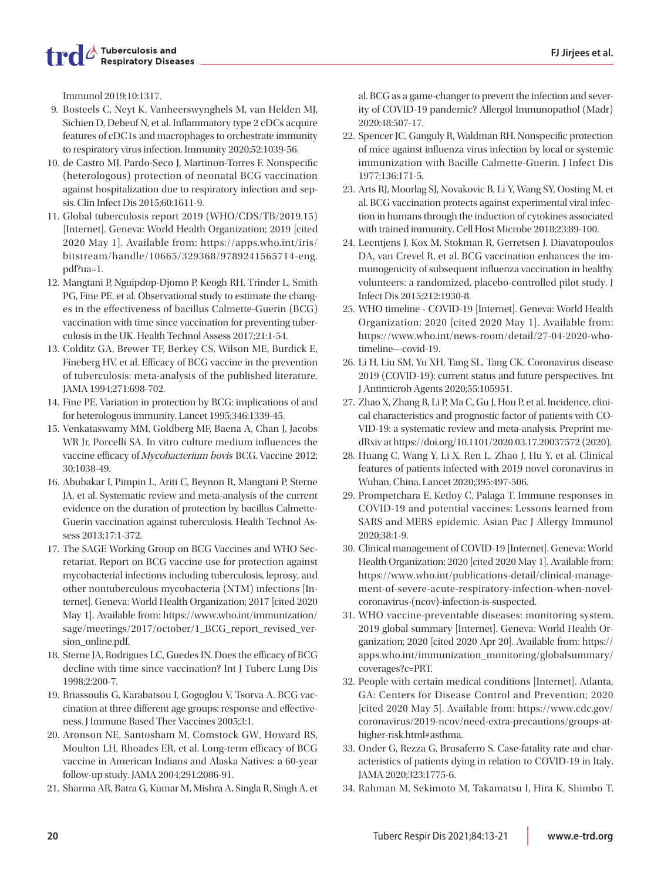Immunol 2019;10:1317.

9. Bosteels C, Neyt K, Vanheerswynghels M, van Helden MJ, Sichien D, Debeuf N, et al. Inflammatory type 2 cDCs acquire features of cDC1s and macrophages to orchestrate immunity to respiratory virus infection. Immunity 2020;52:1039-56.
10. de Castro MJ, Pardo-Seco J, Martinon-Torres F. Nonspecific (heterologous) protection of neonatal BCG vaccination against hospitalization due to respiratory infection and sepsis. Clin Infect Dis 2015;60:1611-9.
11. Global tuberculosis report 2019 (WHO/CDS/TB/2019.15) [Internet]. Geneva: World Health Organization; 2019 [cited 2020 May 1]. Available from: https://apps.who.int/iris/bitstream/handle/10665/329368/9789241565714-eng.pdf?ua=1.
12. Mangtani P, Nguipdop-Djomo P, Keogh RH, Trinder L, Smith PG, Fine PE, et al. Observational study to estimate the changes in the effectiveness of bacillus Calmette-Guerin (BCG) vaccination with time since vaccination for preventing tuberculosis in the UK. Health Technol Assess 2017;21:1-54.
13. Colditz GA, Brewer TF, Berkey CS, Wilson ME, Burdick E, Fineberg HV, et al. Efficacy of BCG vaccine in the prevention of tuberculosis: meta-analysis of the published literature. JAMA 1994;271:698-702.
14. Fine PE. Variation in protection by BCG: implications of and for heterologous immunity. Lancet 1995;346:1339-45.
15. Venkataswamy MM, Goldberg MF, Baena A, Chan J, Jacobs WR Jr, Porcelli SA. In vitro culture medium influences the vaccine efficacy of *Mycobacterium bovis* BCG. Vaccine 2012;30:1038-49.
16. Abubakar I, Pimpin L, Ariti C, Beynon R, Mangtani P, Sterne JA, et al. Systematic review and meta-analysis of the current evidence on the duration of protection by bacillus Calmette-Guerin vaccination against tuberculosis. Health Technol Assess 2013;17:1-372.
17. The SAGE Working Group on BCG Vaccines and WHO Secretariat. Report on BCG vaccine use for protection against mycobacterial infections including tuberculosis, leprosy, and other nontuberculous mycobacteria (NTM) infections [Internet]. Geneva: World Health Organization; 2017 [cited 2020 May 1]. Available from: https://www.who.int/immunization/sage/meetings/2017/october/1_BCG_report_revised_version_online.pdf.
18. Sterne JA, Rodrigues LC, Guedes IN. Does the efficacy of BCG decline with time since vaccination? Int J Tuberc Lung Dis 1998;2:200-7.
19. Briassoulis G, Karabatsou I, Gogoglou V, Tsorva A. BCG vaccination at three different age groups: response and effectiveness. J Immune Based Ther Vaccines 2005;3:1.
20. Aronson NE, Santosham M, Comstock GW, Howard RS, Moulton LH, Rhoades ER, et al. Long-term efficacy of BCG vaccine in American Indians and Alaska Natives: a 60-year follow-up study. JAMA 2004;291:2086-91.
21. Sharma AR, Batra G, Kumar M, Mishra A, Singla R, Singh A, et al. BCG as a game-changer to prevent the infection and severity of COVID-19 pandemic? Allergol Immunopathol (Madr) 2020;48:507-17.
22. Spencer JC, Ganguly R, Waldman RH. Nonspecific protection of mice against influenza virus infection by local or systemic immunization with Bacille Calmette-Guerin. J Infect Dis 1977;136:171-5.
23. Arts RJ, Moorlag SJ, Novakovic B, Li Y, Wang SY, Oosting M, et al. BCG vaccination protects against experimental viral infection in humans through the induction of cytokines associated with trained immunity. Cell Host Microbe 2018;23:89-100.
24. Leentjens J, Kox M, Stokman R, Gerretsen J, Diavatopoulos DA, van Crevel R, et al. BCG vaccination enhances the immunogenicity of subsequent influenza vaccination in healthy volunteers: a randomized, placebo-controlled pilot study. J Infect Dis 2015;212:1930-8.
25. WHO timeline - COVID-19 [Internet]. Geneva: World Health Organization; 2020 [cited 2020 May 1]. Available from: https://www.who.int/news-room/detail/27-04-2020-who-timeline---covid-19.
26. Li H, Liu SM, Yu XH, Tang SL, Tang CK. Coronavirus disease 2019 (COVID-19): current status and future perspectives. Int J Antimicrob Agents 2020;55:105951.
27. Zhao X, Zhang B, Li P, Ma C, Gu J, Hou P, et al. Incidence, clinical characteristics and prognostic factor of patients with COVID-19: a systematic review and meta-analysis. Preprint medRxiv at https://doi.org/10.1101/2020.03.17.20037572 (2020).
28. Huang C, Wang Y, Li X, Ren L, Zhao J, Hu Y, et al. Clinical features of patients infected with 2019 novel coronavirus in Wuhan, China. Lancet 2020;395:497-506.
29. Prompetchara E, Ketloy C, Palaga T. Immune responses in COVID-19 and potential vaccines: Lessons learned from SARS and MERS epidemic. Asian Pac J Allergy Immunol 2020;38:1-9.
30. Clinical management of COVID-19 [Internet]. Geneva: World Health Organization; 2020 [cited 2020 May 1]. Available from: https://www.who.int/publications-detail/clinical-management-of-severe-acute-respiratory-infection-when-novel-coronavirus-(ncov)-infection-is-suspected.
31. WHO vaccine-preventable diseases: monitoring system. 2019 global summary [Internet]. Geneva: World Health Organization; 2020 [cited 2020 Apr 20]. Available from: https://apps.who.int/immunization_monitoring/globalsummary/coverages?c=PRT.
32. People with certain medical conditions [Internet]. Atlanta, GA: Centers for Disease Control and Prevention; 2020 [cited 2020 May 5]. Available from: https://www.cdc.gov/coronavirus/2019-ncov/need-extra-precautions/groups-at-higher-risk.html#asthma.
33. Onder G, Rezza G, Brusaferro S. Case-fatality rate and characteristics of patients dying in relation to COVID-19 in Italy. JAMA 2020;323:1775-6.
34. Rahman M, Sekimoto M, Takamatsu I, Hira K, Shimbo T,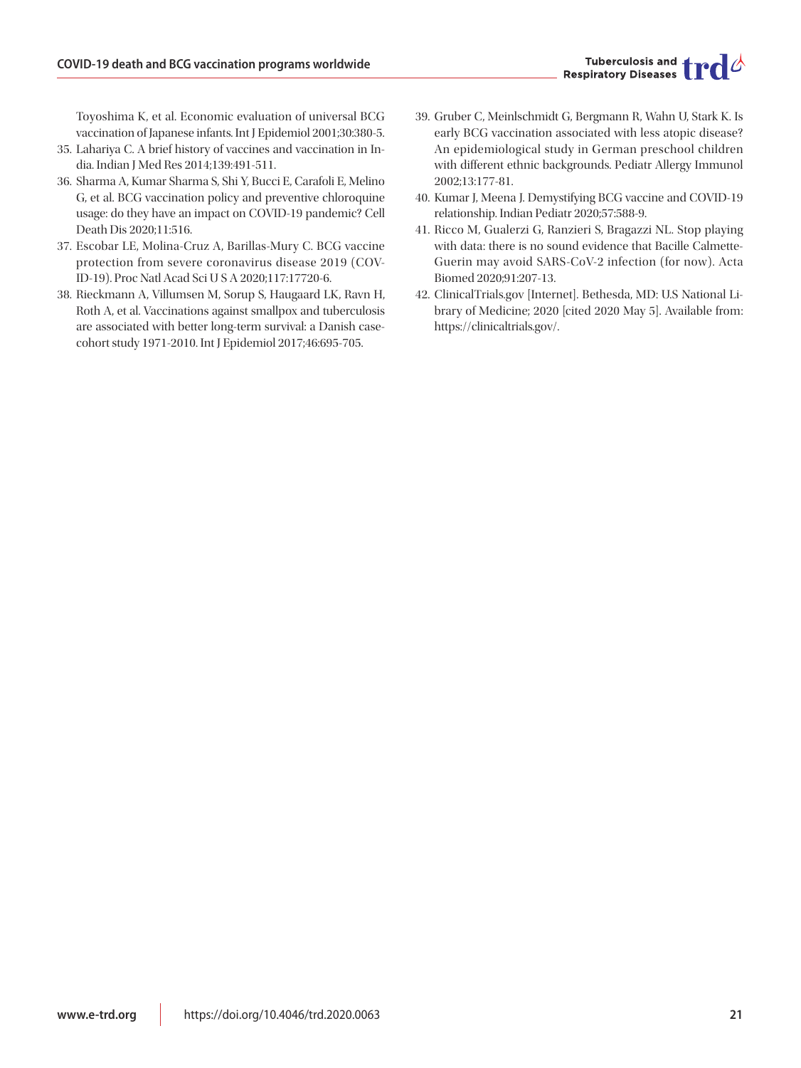Toyoshima K, et al. Economic evaluation of universal BCG vaccination of Japanese infants. Int J Epidemiol 2001;30:380-5.

35. Lahariya C. A brief history of vaccines and vaccination in India. Indian J Med Res 2014;139:491-511.
36. Sharma A, Kumar Sharma S, Shi Y, Bucci E, Carafoli E, Melino G, et al. BCG vaccination policy and preventive chloroquine usage: do they have an impact on COVID-19 pandemic? Cell Death Dis 2020;11:516.
37. Escobar LE, Molina-Cruz A, Barillas-Mury C. BCG vaccine protection from severe coronavirus disease 2019 (COVID-19). Proc Natl Acad Sci U S A 2020;117:17720-6.
38. Rieckmann A, Villumsen M, Sorup S, Haugaard LK, Ravn H, Roth A, et al. Vaccinations against smallpox and tuberculosis are associated with better long-term survival: a Danish case-cohort study 1971-2010. Int J Epidemiol 2017;46:695-705.
39. Gruber C, Meinlschmidt G, Bergmann R, Wahn U, Stark K. Is early BCG vaccination associated with less atopic disease? An epidemiological study in German preschool children with different ethnic backgrounds. Pediatr Allergy Immunol 2002;13:177-81.
40. Kumar J, Meena J. Demystifying BCG vaccine and COVID-19 relationship. Indian Pediatr 2020;57:588-9.
41. Ricco M, Gualerzi G, Ranzieri S, Bragazzi NL. Stop playing with data: there is no sound evidence that Bacille Calmette-Guerin may avoid SARS-CoV-2 infection (for now). Acta Biomed 2020;91:207-13.
42. ClinicalTrials.gov [Internet]. Bethesda, MD: U.S National Library of Medicine; 2020 [cited 2020 May 5]. Available from: https://clinicaltrials.gov/.